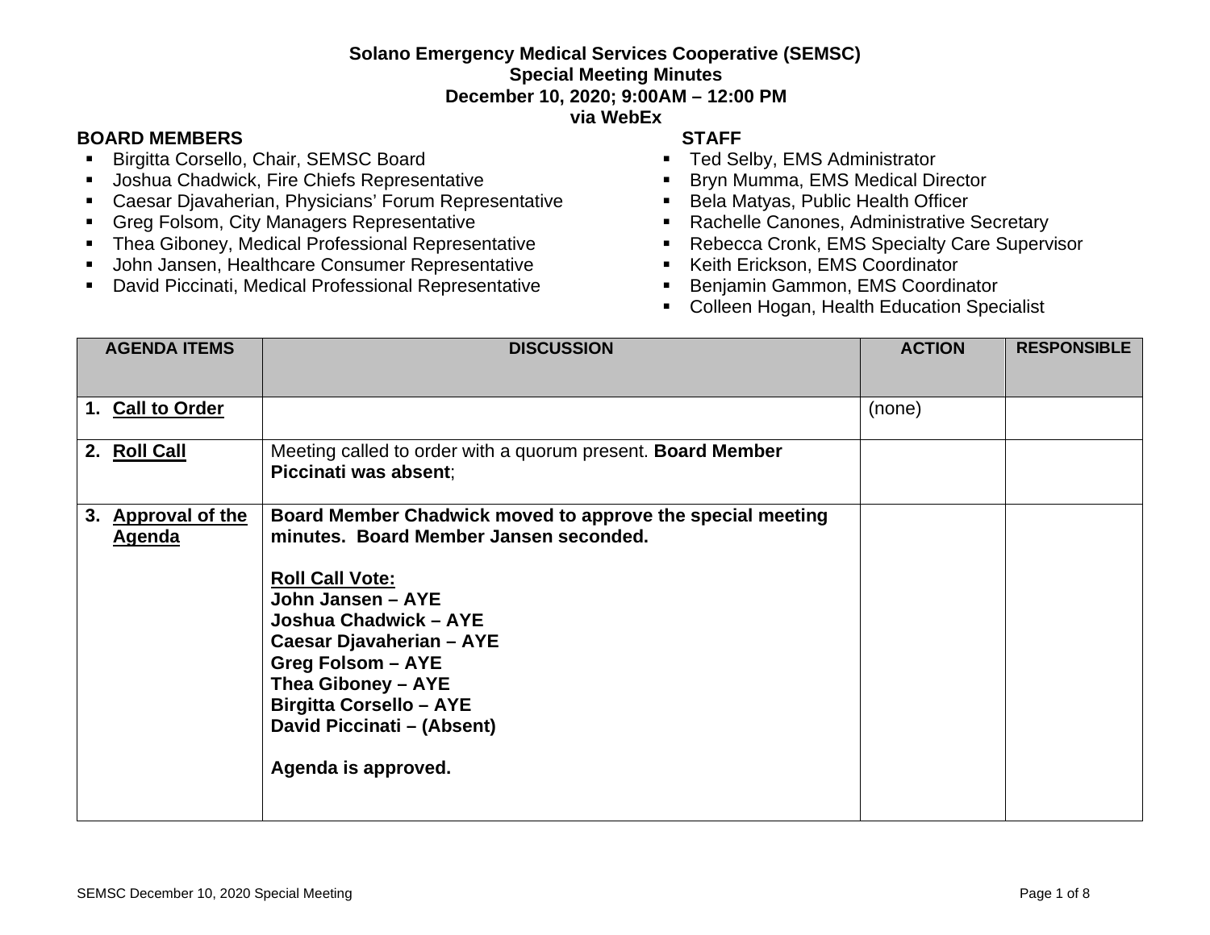# Solano Emergency Medical Services Cooperative (SEMSC)
## Special Meeting Minutes
### December 10, 2020; 9:00AM – 12:00 PM
### via WebEx

**BOARD MEMBERS**
- Birgitta Corsello, Chair, SEMSC Board
- Joshua Chadwick, Fire Chiefs Representative
- Caesar Djavaherian, Physicians' Forum Representative
- Greg Folsom, City Managers Representative
- Thea Giboney, Medical Professional Representative
- John Jansen, Healthcare Consumer Representative
- David Piccinati, Medical Professional Representative

**STAFF**
- Ted Selby, EMS Administrator
- Bryn Mumma, EMS Medical Director
- Bela Matyas, Public Health Officer
- Rachelle Canones, Administrative Secretary
- Rebecca Cronk, EMS Specialty Care Supervisor
- Keith Erickson, EMS Coordinator
- Benjamin Gammon, EMS Coordinator
- Colleen Hogan, Health Education Specialist

| AGENDA ITEMS | DISCUSSION | ACTION | RESPONSIBLE |
|---|---|---|---|
| 1. **Call to Order** | | (none) | |
| 2. **Roll Call** | Meeting called to order with a quorum present. **Board Member Piccinati was absent**; | | |
| 3. **Approval of the Agenda** | **Board Member Chadwick moved to approve the special meeting minutes. Board Member Jansen seconded.**<br><br>**Roll Call Vote:**<br>**John Jansen – AYE**<br>**Joshua Chadwick – AYE**<br>**Caesar Djavaherian – AYE**<br>**Greg Folsom – AYE**<br>**Thea Giboney – AYE**<br>**Birgitta Corsello – AYE**<br>**David Piccinati – (Absent)**<br><br>**Agenda is approved.** | | |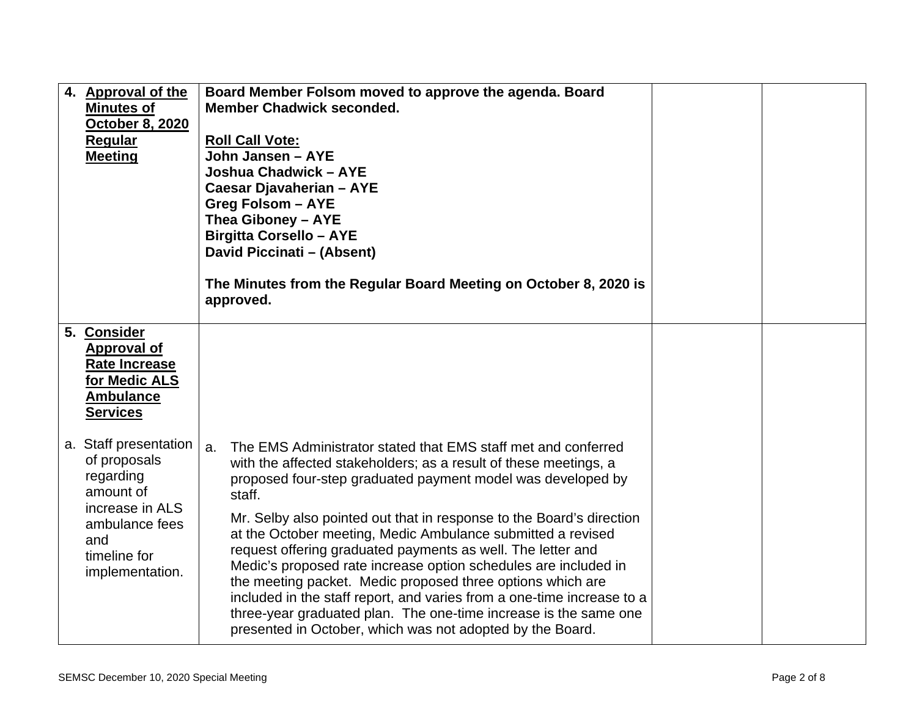| | | | |
|---|---|---|---|
| **4. Approval of the Minutes of October 8, 2020 Regular Meeting** | **Board Member Folsom moved to approve the agenda. Board Member Chadwick seconded.**<br><br>**Roll Call Vote:**<br>**John Jansen – AYE**<br>**Joshua Chadwick – AYE**<br>**Caesar Djavaherian – AYE**<br>**Greg Folsom – AYE**<br>**Thea Giboney – AYE**<br>**Birgitta Corsello – AYE**<br>**David Piccinati – (Absent)**<br><br>**The Minutes from the Regular Board Meeting on October 8, 2020 is approved.** | | |
| **5. Consider Approval of Rate Increase for Medic ALS Ambulance Services**<br><br>a. Staff presentation of proposals regarding amount of increase in ALS ambulance fees and timeline for implementation. | a. The EMS Administrator stated that EMS staff met and conferred with the affected stakeholders; as a result of these meetings, a proposed four-step graduated payment model was developed by staff.<br><br>Mr. Selby also pointed out that in response to the Board's direction at the October meeting, Medic Ambulance submitted a revised request offering graduated payments as well. The letter and Medic's proposed rate increase option schedules are included in the meeting packet. Medic proposed three options which are included in the staff report, and varies from a one-time increase to a three-year graduated plan. The one-time increase is the same one presented in October, which was not adopted by the Board. | | |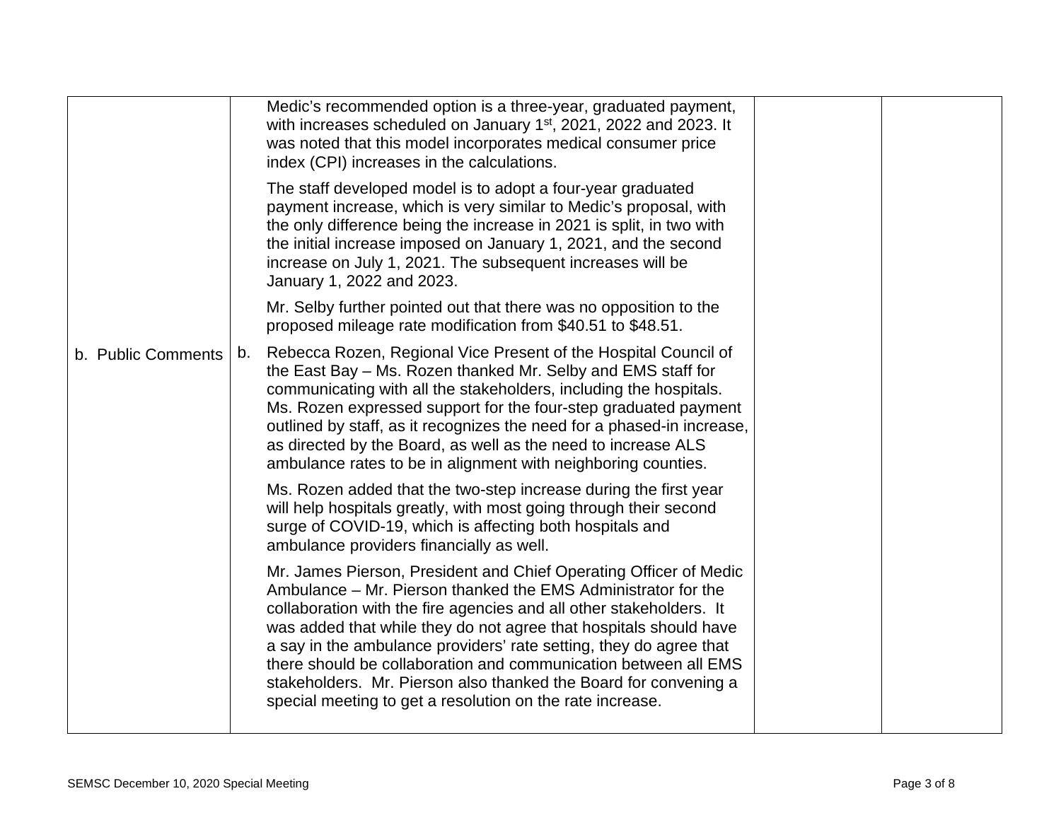| | | | |
|---|---|---|---|
| | Medic's recommended option is a three-year, graduated payment, with increases scheduled on January 1st, 2021, 2022 and 2023. It was noted that this model incorporates medical consumer price index (CPI) increases in the calculations.<br><br>The staff developed model is to adopt a four-year graduated payment increase, which is very similar to Medic's proposal, with the only difference being the increase in 2021 is split, in two with the initial increase imposed on January 1, 2021, and the second increase on July 1, 2021. The subsequent increases will be January 1, 2022 and 2023.<br><br>Mr. Selby further pointed out that there was no opposition to the proposed mileage rate modification from \$40.51 to \$48.51. | | |
| b. Public Comments | b. Rebecca Rozen, Regional Vice Present of the Hospital Council of the East Bay – Ms. Rozen thanked Mr. Selby and EMS staff for communicating with all the stakeholders, including the hospitals. Ms. Rozen expressed support for the four-step graduated payment outlined by staff, as it recognizes the need for a phased-in increase, as directed by the Board, as well as the need to increase ALS ambulance rates to be in alignment with neighboring counties.<br><br>Ms. Rozen added that the two-step increase during the first year will help hospitals greatly, with most going through their second surge of COVID-19, which is affecting both hospitals and ambulance providers financially as well.<br><br>Mr. James Pierson, President and Chief Operating Officer of Medic Ambulance – Mr. Pierson thanked the EMS Administrator for the collaboration with the fire agencies and all other stakeholders. It was added that while they do not agree that hospitals should have a say in the ambulance providers' rate setting, they do agree that there should be collaboration and communication between all EMS stakeholders. Mr. Pierson also thanked the Board for convening a special meeting to get a resolution on the rate increase. | | |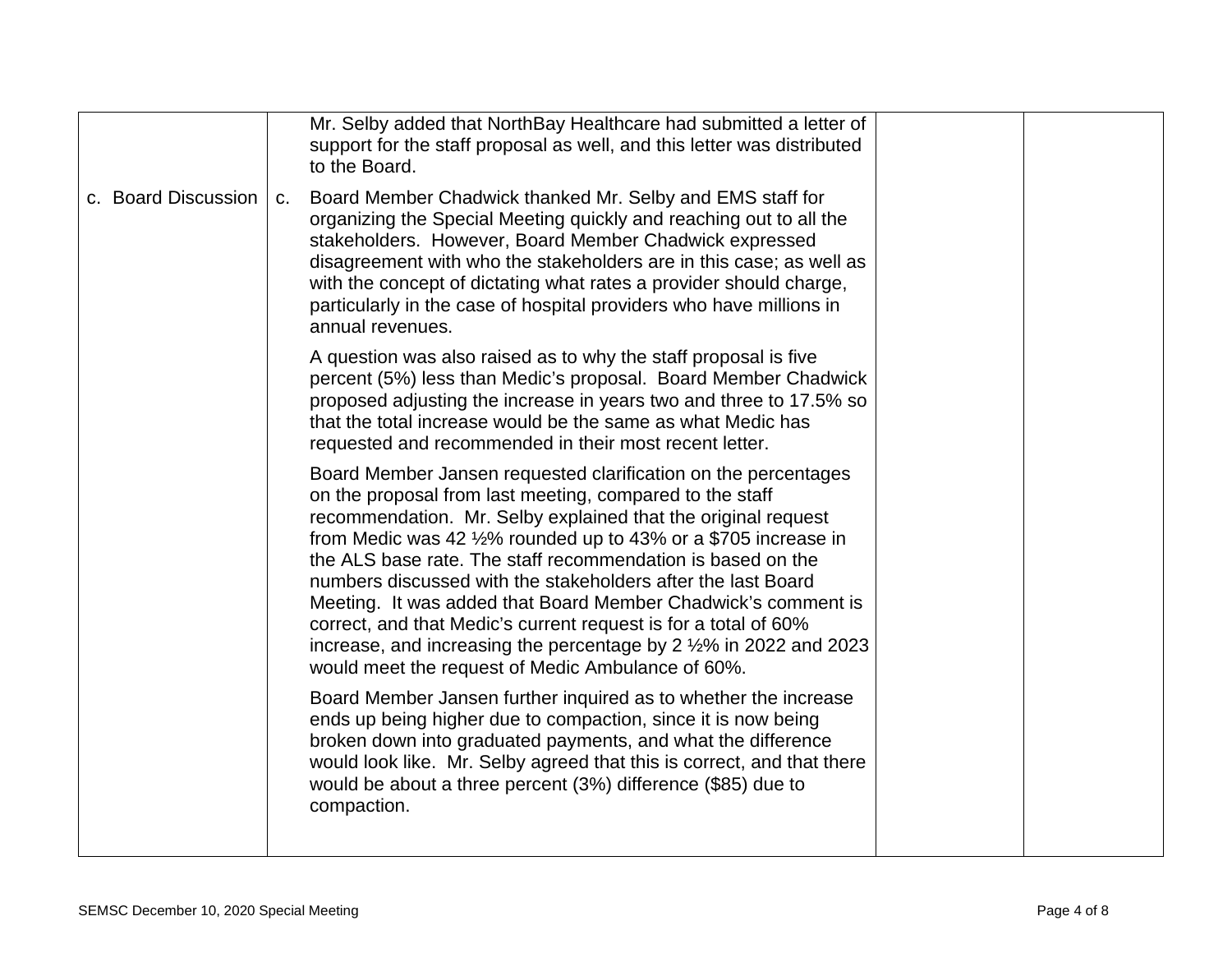| | | | |
|---|---|---|---|
| | Mr. Selby added that NorthBay Healthcare had submitted a letter of support for the staff proposal as well, and this letter was distributed to the Board. | | |
| c. Board Discussion | c. Board Member Chadwick thanked Mr. Selby and EMS staff for organizing the Special Meeting quickly and reaching out to all the stakeholders. However, Board Member Chadwick expressed disagreement with who the stakeholders are in this case; as well as with the concept of dictating what rates a provider should charge, particularly in the case of hospital providers who have millions in annual revenues.<br><br>A question was also raised as to why the staff proposal is five percent (5%) less than Medic's proposal. Board Member Chadwick proposed adjusting the increase in years two and three to 17.5% so that the total increase would be the same as what Medic has requested and recommended in their most recent letter.<br><br>Board Member Jansen requested clarification on the percentages on the proposal from last meeting, compared to the staff recommendation. Mr. Selby explained that the original request from Medic was 42 ½% rounded up to 43% or a \$705 increase in the ALS base rate. The staff recommendation is based on the numbers discussed with the stakeholders after the last Board Meeting. It was added that Board Member Chadwick's comment is correct, and that Medic's current request is for a total of 60% increase, and increasing the percentage by 2 ½% in 2022 and 2023 would meet the request of Medic Ambulance of 60%.<br><br>Board Member Jansen further inquired as to whether the increase ends up being higher due to compaction, since it is now being broken down into graduated payments, and what the difference would look like. Mr. Selby agreed that this is correct, and that there would be about a three percent (3%) difference (\$85) due to compaction. | | |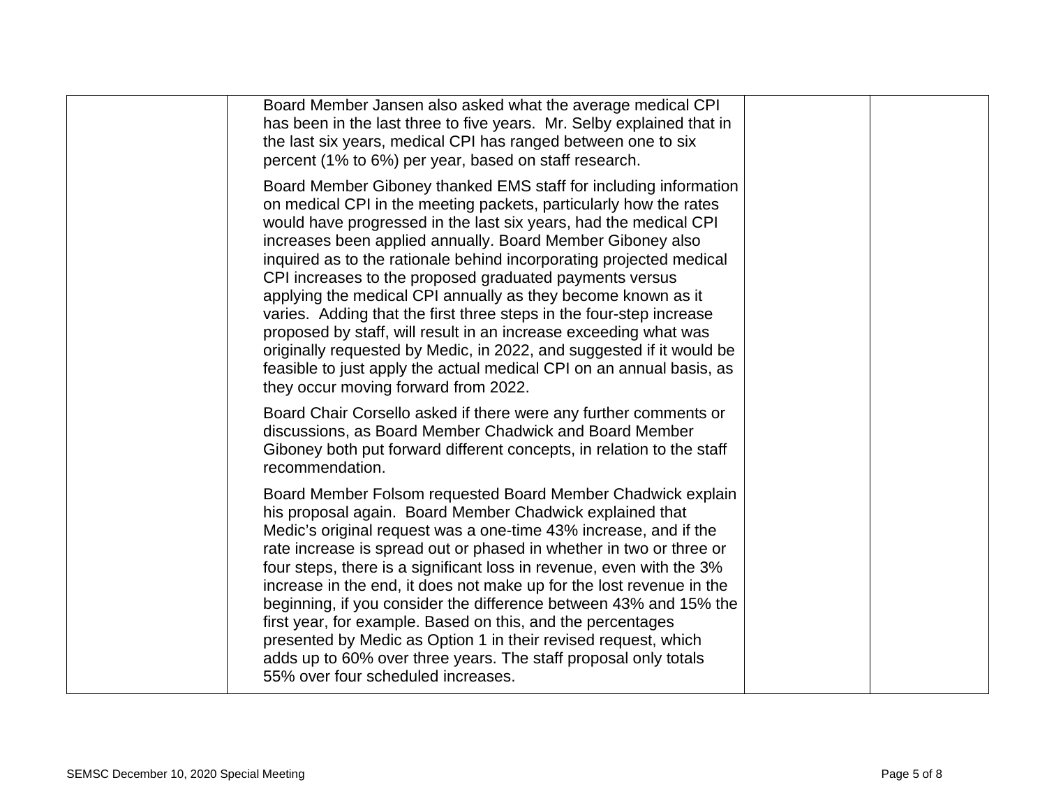| | | | |
|---|---|---|---|
| | Board Member Jansen also asked what the average medical CPI has been in the last three to five years. Mr. Selby explained that in the last six years, medical CPI has ranged between one to six percent (1% to 6%) per year, based on staff research.<br><br>Board Member Giboney thanked EMS staff for including information on medical CPI in the meeting packets, particularly how the rates would have progressed in the last six years, had the medical CPI increases been applied annually. Board Member Giboney also inquired as to the rationale behind incorporating projected medical CPI increases to the proposed graduated payments versus applying the medical CPI annually as they become known as it varies. Adding that the first three steps in the four-step increase proposed by staff, will result in an increase exceeding what was originally requested by Medic, in 2022, and suggested if it would be feasible to just apply the actual medical CPI on an annual basis, as they occur moving forward from 2022.<br><br>Board Chair Corsello asked if there were any further comments or discussions, as Board Member Chadwick and Board Member Giboney both put forward different concepts, in relation to the staff recommendation.<br><br>Board Member Folsom requested Board Member Chadwick explain his proposal again. Board Member Chadwick explained that Medic's original request was a one-time 43% increase, and if the rate increase is spread out or phased in whether in two or three or four steps, there is a significant loss in revenue, even with the 3% increase in the end, it does not make up for the lost revenue in the beginning, if you consider the difference between 43% and 15% the first year, for example. Based on this, and the percentages presented by Medic as Option 1 in their revised request, which adds up to 60% over three years. The staff proposal only totals 55% over four scheduled increases. | | |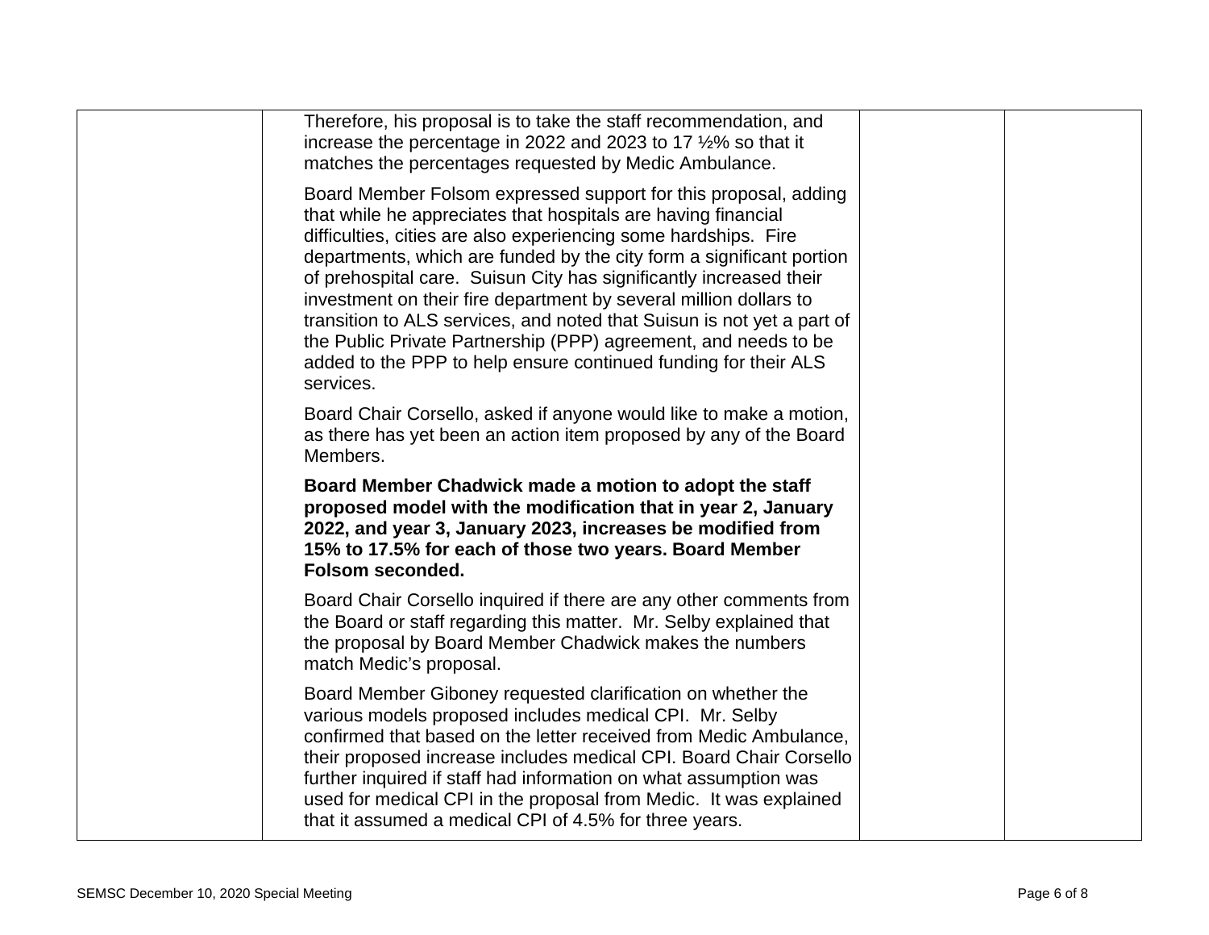| | | | |
|---|---|---|---|
| | Therefore, his proposal is to take the staff recommendation, and increase the percentage in 2022 and 2023 to 17 ½% so that it matches the percentages requested by Medic Ambulance.<br><br>Board Member Folsom expressed support for this proposal, adding that while he appreciates that hospitals are having financial difficulties, cities are also experiencing some hardships. Fire departments, which are funded by the city form a significant portion of prehospital care. Suisun City has significantly increased their investment on their fire department by several million dollars to transition to ALS services, and noted that Suisun is not yet a part of the Public Private Partnership (PPP) agreement, and needs to be added to the PPP to help ensure continued funding for their ALS services.<br><br>Board Chair Corsello, asked if anyone would like to make a motion, as there has yet been an action item proposed by any of the Board Members.<br><br>**Board Member Chadwick made a motion to adopt the staff proposed model with the modification that in year 2, January 2022, and year 3, January 2023, increases be modified from 15% to 17.5% for each of those two years. Board Member Folsom seconded.**<br><br>Board Chair Corsello inquired if there are any other comments from the Board or staff regarding this matter. Mr. Selby explained that the proposal by Board Member Chadwick makes the numbers match Medic's proposal.<br><br>Board Member Giboney requested clarification on whether the various models proposed includes medical CPI. Mr. Selby confirmed that based on the letter received from Medic Ambulance, their proposed increase includes medical CPI. Board Chair Corsello further inquired if staff had information on what assumption was used for medical CPI in the proposal from Medic. It was explained that it assumed a medical CPI of 4.5% for three years. | | |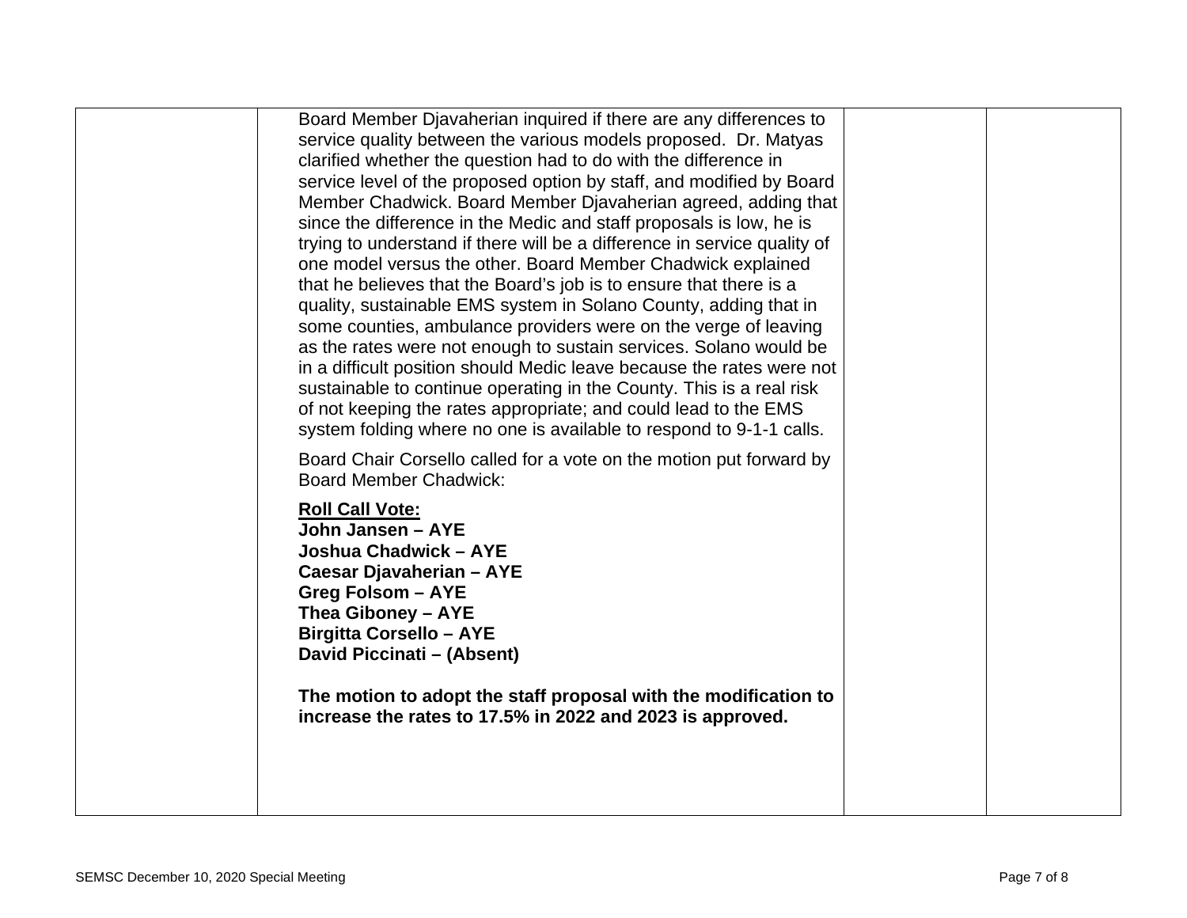| | | | |
|---|---|---|---|
| | Board Member Djavaherian inquired if there are any differences to service quality between the various models proposed. Dr. Matyas clarified whether the question had to do with the difference in service level of the proposed option by staff, and modified by Board Member Chadwick. Board Member Djavaherian agreed, adding that since the difference in the Medic and staff proposals is low, he is trying to understand if there will be a difference in service quality of one model versus the other. Board Member Chadwick explained that he believes that the Board's job is to ensure that there is a quality, sustainable EMS system in Solano County, adding that in some counties, ambulance providers were on the verge of leaving as the rates were not enough to sustain services. Solano would be in a difficult position should Medic leave because the rates were not sustainable to continue operating in the County. This is a real risk of not keeping the rates appropriate; and could lead to the EMS system folding where no one is available to respond to 9-1-1 calls.<br><br>Board Chair Corsello called for a vote on the motion put forward by Board Member Chadwick:<br><br>**<u>Roll Call Vote:</u>**<br>**John Jansen – AYE**<br>**Joshua Chadwick – AYE**<br>**Caesar Djavaherian – AYE**<br>**Greg Folsom – AYE**<br>**Thea Giboney – AYE**<br>**Birgitta Corsello – AYE**<br>**David Piccinati – (Absent)**<br><br>**The motion to adopt the staff proposal with the modification to increase the rates to 17.5% in 2022 and 2023 is approved.** | | |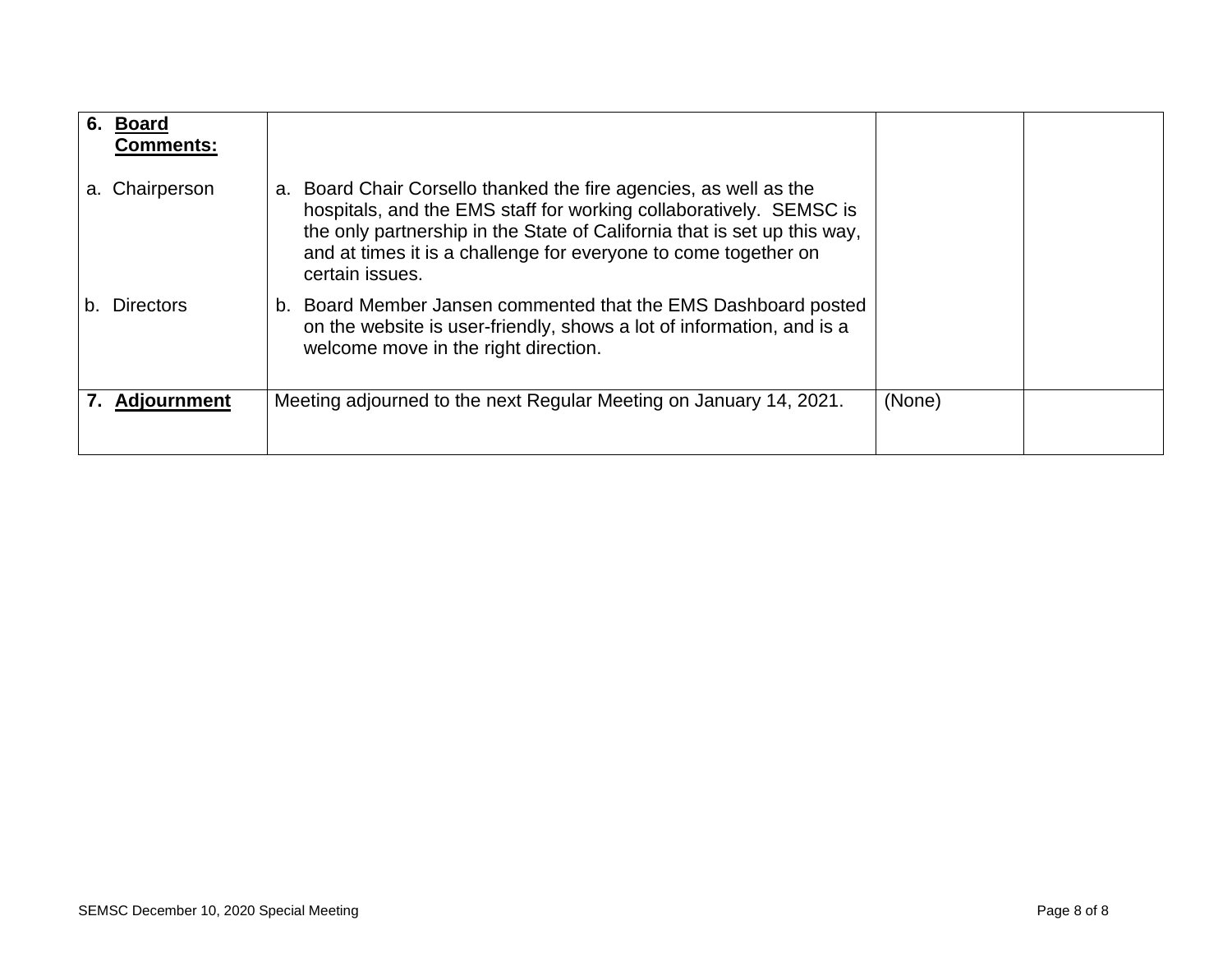| | | | |
|---|---|---|---|
| **6. <u>Board Comments:</u>** | | | |
| a. Chairperson | a. Board Chair Corsello thanked the fire agencies, as well as the hospitals, and the EMS staff for working collaboratively. SEMSC is the only partnership in the State of California that is set up this way, and at times it is a challenge for everyone to come together on certain issues. | | |
| b. Directors | b. Board Member Jansen commented that the EMS Dashboard posted on the website is user-friendly, shows a lot of information, and is a welcome move in the right direction. | | |
| **7. <u>Adjournment</u>** | Meeting adjourned to the next Regular Meeting on January 14, 2021. | (None) | |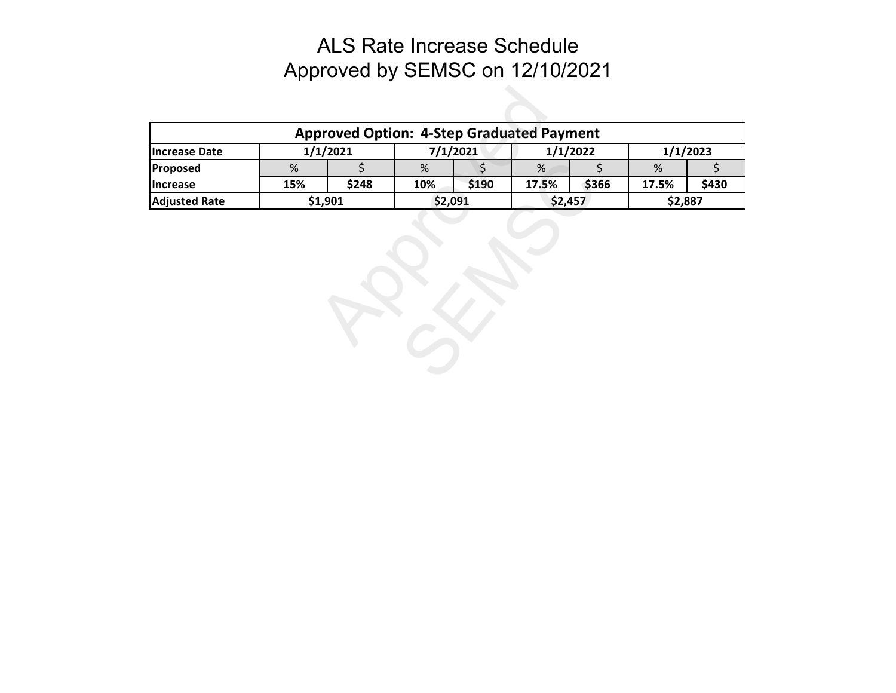# ALS Rate Increase Schedule
# Approved by SEMSC on 12/10/2021

| Approved Option: 4-Step Graduated Payment | | | | | | | | |
|---|---|---|---|---|---|---|---|---|
| **Increase Date** | **1/1/2021** | | **7/1/2021** | | **1/1/2022** | | **1/1/2023** | |
| **Proposed** | % | $ | % | $ | % | $ | % | $ |
| **Increase** | **15%** | **$248** | **10%** | **$190** | **17.5%** | **$366** | **17.5%** | **$430** |
| **Adjusted Rate** | **$1,901** | | **$2,091** | | **$2,457** | | **$2,887** | |